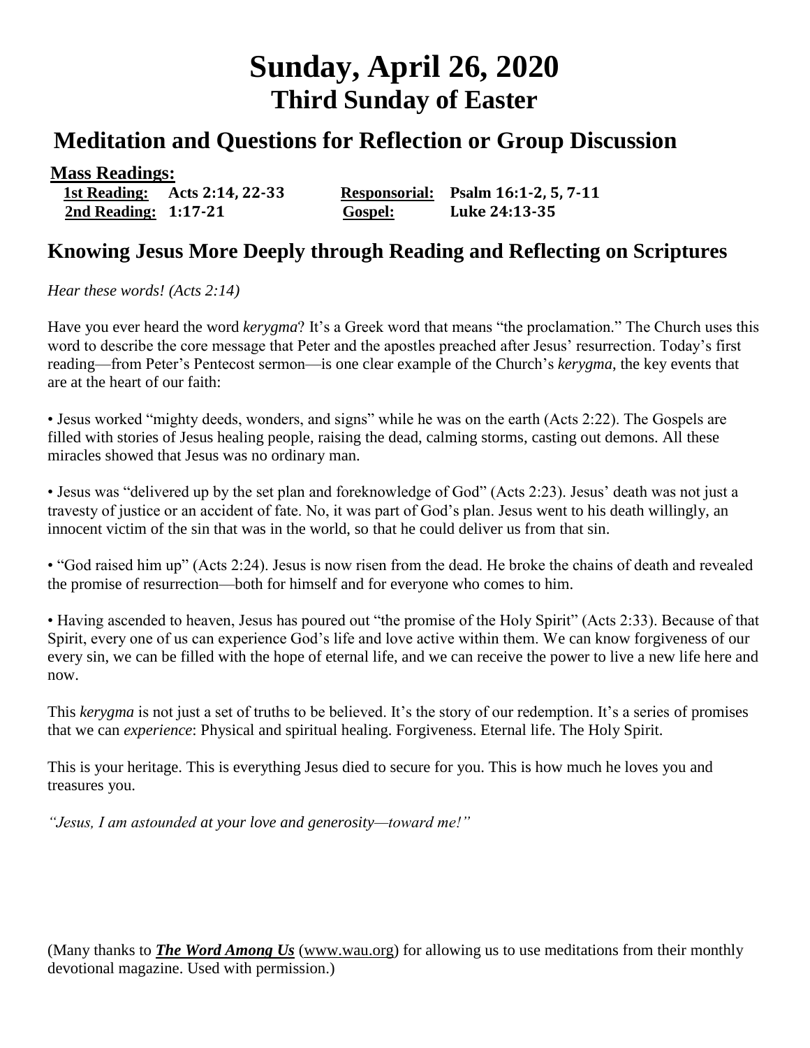# Sunday, April 26, 2020
## Third Sunday of Easter

## Meditation and Questions for Reflection or Group Discussion

**Mass Readings:**

**1st Reading:** Acts 2:14, 22-33 **Responsorial:** Psalm 16:1-2, 5, 7-11
**2nd Reading:** 1:17-21 **Gospel:** Luke 24:13-35

## Knowing Jesus More Deeply through Reading and Reflecting on Scriptures

*Hear these words! (Acts 2:14)*

Have you ever heard the word *kerygma*? It's a Greek word that means "the proclamation." The Church uses this word to describe the core message that Peter and the apostles preached after Jesus' resurrection. Today's first reading—from Peter's Pentecost sermon—is one clear example of the Church's *kerygma*, the key events that are at the heart of our faith:

• Jesus worked "mighty deeds, wonders, and signs" while he was on the earth (Acts 2:22). The Gospels are filled with stories of Jesus healing people, raising the dead, calming storms, casting out demons. All these miracles showed that Jesus was no ordinary man.

• Jesus was "delivered up by the set plan and foreknowledge of God" (Acts 2:23). Jesus' death was not just a travesty of justice or an accident of fate. No, it was part of God's plan. Jesus went to his death willingly, an innocent victim of the sin that was in the world, so that he could deliver us from that sin.

• "God raised him up" (Acts 2:24). Jesus is now risen from the dead. He broke the chains of death and revealed the promise of resurrection—both for himself and for everyone who comes to him.

• Having ascended to heaven, Jesus has poured out "the promise of the Holy Spirit" (Acts 2:33). Because of that Spirit, every one of us can experience God's life and love active within them. We can know forgiveness of our every sin, we can be filled with the hope of eternal life, and we can receive the power to live a new life here and now.

This *kerygma* is not just a set of truths to be believed. It's the story of our redemption. It's a series of promises that we can *experience*: Physical and spiritual healing. Forgiveness. Eternal life. The Holy Spirit.

This is your heritage. This is everything Jesus died to secure for you. This is how much he loves you and treasures you.

*"Jesus, I am astounded at your love and generosity—toward me!"*

(Many thanks to ***The Word Among Us*** (www.wau.org) for allowing us to use meditations from their monthly devotional magazine. Used with permission.)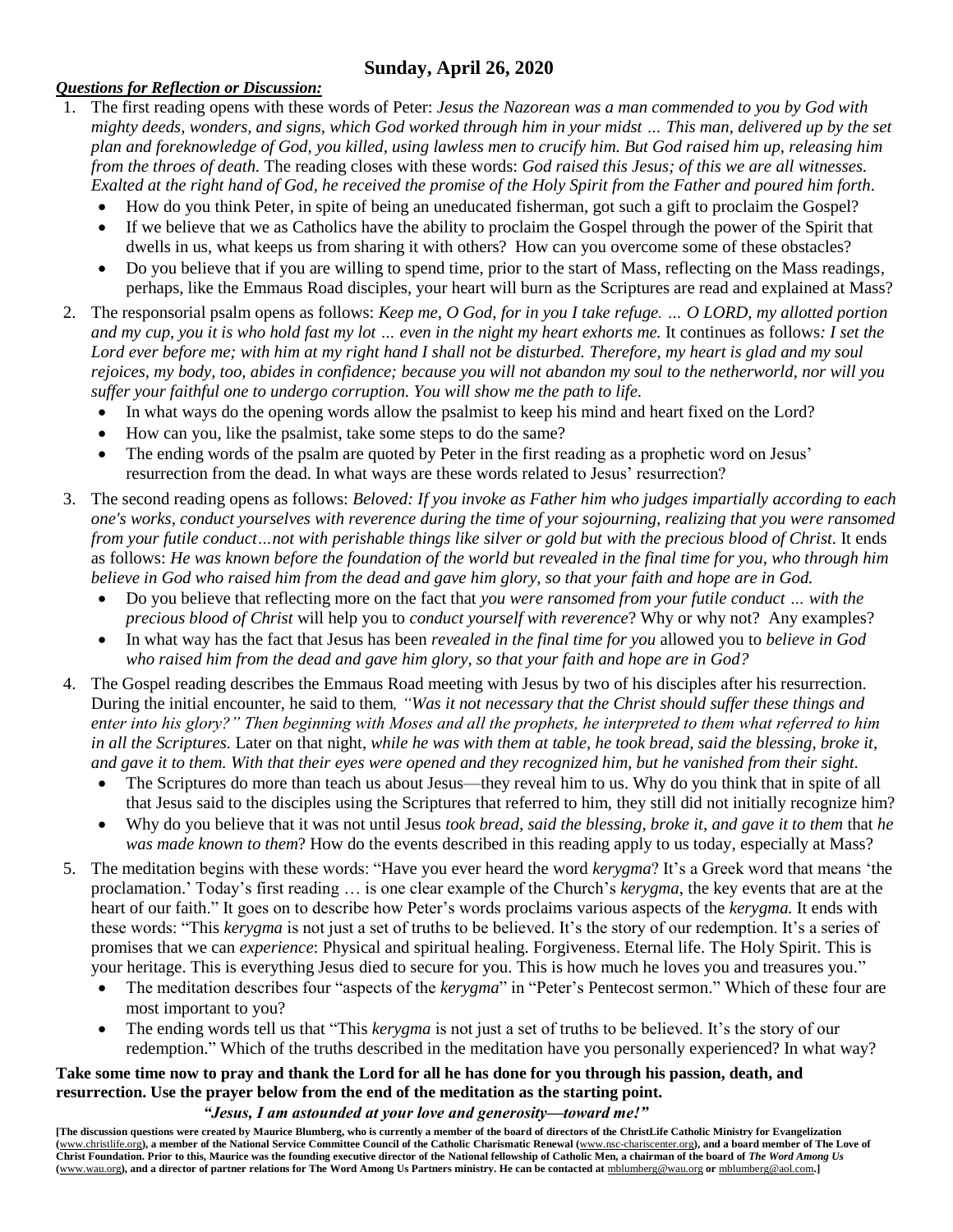## Sunday, April 26, 2020

***Questions for Reflection or Discussion:***

1. The first reading opens with these words of Peter: *Jesus the Nazorean was a man commended to you by God with mighty deeds, wonders, and signs, which God worked through him in your midst … This man, delivered up by the set plan and foreknowledge of God, you killed, using lawless men to crucify him. But God raised him up, releasing him from the throes of death.* The reading closes with these words: *God raised this Jesus; of this we are all witnesses. Exalted at the right hand of God, he received the promise of the Holy Spirit from the Father and poured him forth*.
   - How do you think Peter, in spite of being an uneducated fisherman, got such a gift to proclaim the Gospel?
   - If we believe that we as Catholics have the ability to proclaim the Gospel through the power of the Spirit that dwells in us, what keeps us from sharing it with others? How can you overcome some of these obstacles?
   - Do you believe that if you are willing to spend time, prior to the start of Mass, reflecting on the Mass readings, perhaps, like the Emmaus Road disciples, your heart will burn as the Scriptures are read and explained at Mass?

2. The responsorial psalm opens as follows: *Keep me, O God, for in you I take refuge. … O LORD, my allotted portion and my cup, you it is who hold fast my lot … even in the night my heart exhorts me.* It continues as follows*: I set the Lord ever before me; with him at my right hand I shall not be disturbed. Therefore, my heart is glad and my soul rejoices, my body, too, abides in confidence; because you will not abandon my soul to the netherworld, nor will you suffer your faithful one to undergo corruption. You will show me the path to life*.
   - In what ways do the opening words allow the psalmist to keep his mind and heart fixed on the Lord?
   - How can you, like the psalmist, take some steps to do the same?
   - The ending words of the psalm are quoted by Peter in the first reading as a prophetic word on Jesus' resurrection from the dead. In what ways are these words related to Jesus' resurrection?

3. The second reading opens as follows: *Beloved: If you invoke as Father him who judges impartially according to each one's works, conduct yourselves with reverence during the time of your sojourning, realizing that you were ransomed from your futile conduct…not with perishable things like silver or gold but with the precious blood of Christ*. It ends as follows: *He was known before the foundation of the world but revealed in the final time for you, who through him believe in God who raised him from the dead and gave him glory, so that your faith and hope are in God.*
   - Do you believe that reflecting more on the fact that *you were ransomed from your futile conduct … with the precious blood of Christ* will help you to *conduct yourself with reverence*? Why or why not? Any examples?
   - In what way has the fact that Jesus has been *revealed in the final time for you* allowed you to *believe in God who raised him from the dead and gave him glory, so that your faith and hope are in God?*

4. The Gospel reading describes the Emmaus Road meeting with Jesus by two of his disciples after his resurrection. During the initial encounter, he said to them*, "Was it not necessary that the Christ should suffer these things and enter into his glory?" Then beginning with Moses and all the prophets, he interpreted to them what referred to him in all the Scriptures.* Later on that night, *while he was with them at table, he took bread, said the blessing, broke it, and gave it to them. With that their eyes were opened and they recognized him, but he vanished from their sight.*
   - The Scriptures do more than teach us about Jesus—they reveal him to us. Why do you think that in spite of all that Jesus said to the disciples using the Scriptures that referred to him, they still did not initially recognize him?
   - Why do you believe that it was not until Jesus *took bread, said the blessing, broke it, and gave it to them* that *he was made known to them*? How do the events described in this reading apply to us today, especially at Mass?

5. The meditation begins with these words: "Have you ever heard the word *kerygma*? It's a Greek word that means 'the proclamation.' Today's first reading … is one clear example of the Church's *kerygma*, the key events that are at the heart of our faith." It goes on to describe how Peter's words proclaims various aspects of the *kerygma.* It ends with these words: "This *kerygma* is not just a set of truths to be believed. It's the story of our redemption. It's a series of promises that we can *experience*: Physical and spiritual healing. Forgiveness. Eternal life. The Holy Spirit. This is your heritage. This is everything Jesus died to secure for you. This is how much he loves you and treasures you."
   - The meditation describes four "aspects of the *kerygma*" in "Peter's Pentecost sermon." Which of these four are most important to you?
   - The ending words tell us that "This *kerygma* is not just a set of truths to be believed. It's the story of our redemption." Which of the truths described in the meditation have you personally experienced? In what way?

**Take some time now to pray and thank the Lord for all he has done for you through his passion, death, and resurrection. Use the prayer below from the end of the meditation as the starting point.**

***"Jesus, I am astounded at your love and generosity—toward me!"***

**[The discussion questions were created by Maurice Blumberg, who is currently a member of the board of directors of the ChristLife Catholic Ministry for Evangelization (www.christlife.org), a member of the National Service Committee Council of the Catholic Charismatic Renewal (www.nsc-chariscenter.org), and a board member of The Love of Christ Foundation. Prior to this, Maurice was the founding executive director of the National fellowship of Catholic Men, a chairman of the board of *The Word Among Us* (www.wau.org), and a director of partner relations for The Word Among Us Partners ministry. He can be contacted at mblumberg@wau.org or mblumberg@aol.com.]**